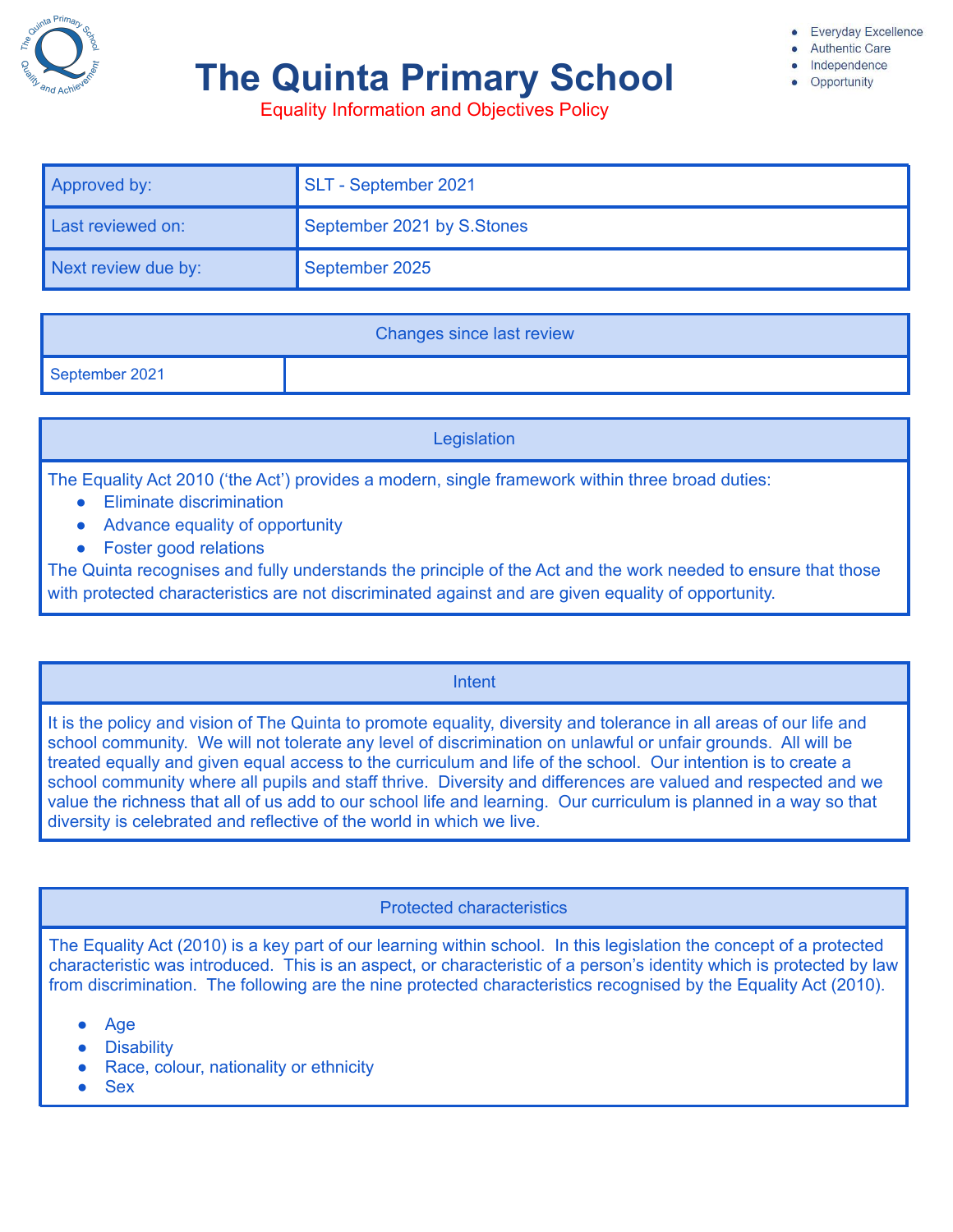# The Quinta Primary School

Equality Information and Objectives Policy

- Everyday Excellence
- Authentic Care
- Independence
- Opportunity

| Approved by: | SLT - September 2021 |
|---|---|
| Last reviewed on: | September 2021 by S.Stones |
| Next review due by: | September 2025 |

| Changes since last review | |
|---|---|
| September 2021 | |

## Legislation

The Equality Act 2010 ('the Act') provides a modern, single framework within three broad duties:

- Eliminate discrimination
- Advance equality of opportunity
- Foster good relations

The Quinta recognises and fully understands the principle of the Act and the work needed to ensure that those with protected characteristics are not discriminated against and are given equality of opportunity.

## Intent

It is the policy and vision of The Quinta to promote equality, diversity and tolerance in all areas of our life and school community. We will not tolerate any level of discrimination on unlawful or unfair grounds. All will be treated equally and given equal access to the curriculum and life of the school. Our intention is to create a school community where all pupils and staff thrive. Diversity and differences are valued and respected and we value the richness that all of us add to our school life and learning. Our curriculum is planned in a way so that diversity is celebrated and reflective of the world in which we live.

## Protected characteristics

The Equality Act (2010) is a key part of our learning within school. In this legislation the concept of a protected characteristic was introduced. This is an aspect, or characteristic of a person's identity which is protected by law from discrimination. The following are the nine protected characteristics recognised by the Equality Act (2010).

- Age
- Disability
- Race, colour, nationality or ethnicity
- Sex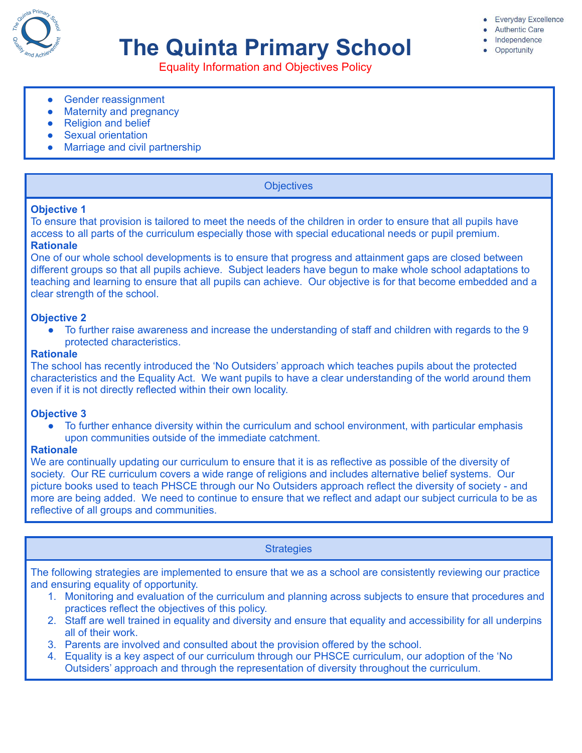- Gender reassignment
- Maternity and pregnancy
- Religion and belief
- Sexual orientation
- Marriage and civil partnership

## Objectives

**Objective 1**
To ensure that provision is tailored to meet the needs of the children in order to ensure that all pupils have access to all parts of the curriculum especially those with special educational needs or pupil premium.
**Rationale**
One of our whole school developments is to ensure that progress and attainment gaps are closed between different groups so that all pupils achieve. Subject leaders have begun to make whole school adaptations to teaching and learning to ensure that all pupils can achieve. Our objective is for that become embedded and a clear strength of the school.

**Objective 2**
- To further raise awareness and increase the understanding of staff and children with regards to the 9 protected characteristics.

**Rationale**
The school has recently introduced the 'No Outsiders' approach which teaches pupils about the protected characteristics and the Equality Act. We want pupils to have a clear understanding of the world around them even if it is not directly reflected within their own locality.

**Objective 3**
- To further enhance diversity within the curriculum and school environment, with particular emphasis upon communities outside of the immediate catchment.

**Rationale**
We are continually updating our curriculum to ensure that it is as reflective as possible of the diversity of society. Our RE curriculum covers a wide range of religions and includes alternative belief systems. Our picture books used to teach PHSCE through our No Outsiders approach reflect the diversity of society - and more are being added. We need to continue to ensure that we reflect and adapt our subject curricula to be as reflective of all groups and communities.

## Strategies

The following strategies are implemented to ensure that we as a school are consistently reviewing our practice and ensuring equality of opportunity.

1. Monitoring and evaluation of the curriculum and planning across subjects to ensure that procedures and practices reflect the objectives of this policy.
2. Staff are well trained in equality and diversity and ensure that equality and accessibility for all underpins all of their work.
3. Parents are involved and consulted about the provision offered by the school.
4. Equality is a key aspect of our curriculum through our PHSCE curriculum, our adoption of the 'No Outsiders' approach and through the representation of diversity throughout the curriculum.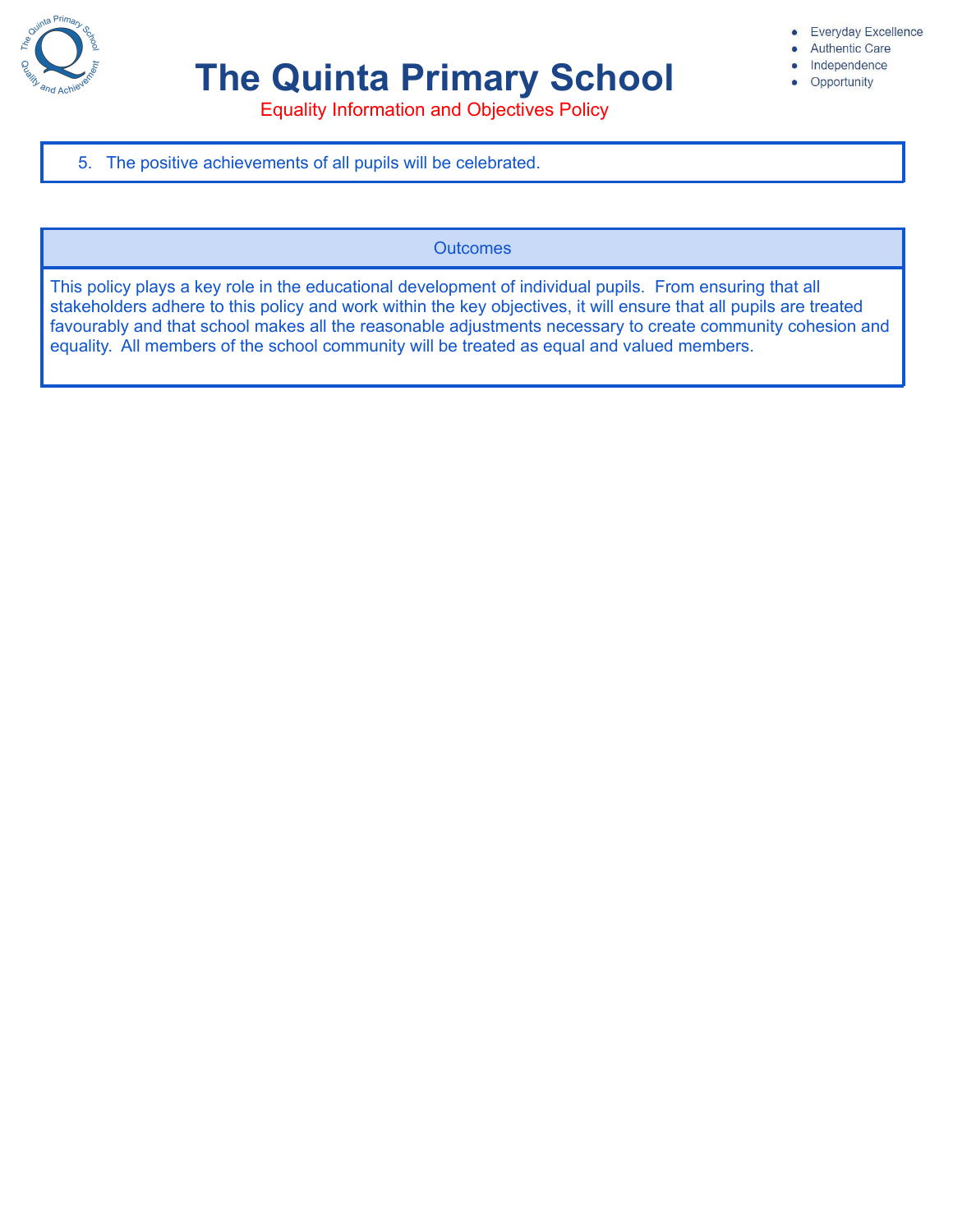5. The positive achievements of all pupils will be celebrated.

## Outcomes

This policy plays a key role in the educational development of individual pupils. From ensuring that all stakeholders adhere to this policy and work within the key objectives, it will ensure that all pupils are treated favourably and that school makes all the reasonable adjustments necessary to create community cohesion and equality. All members of the school community will be treated as equal and valued members.